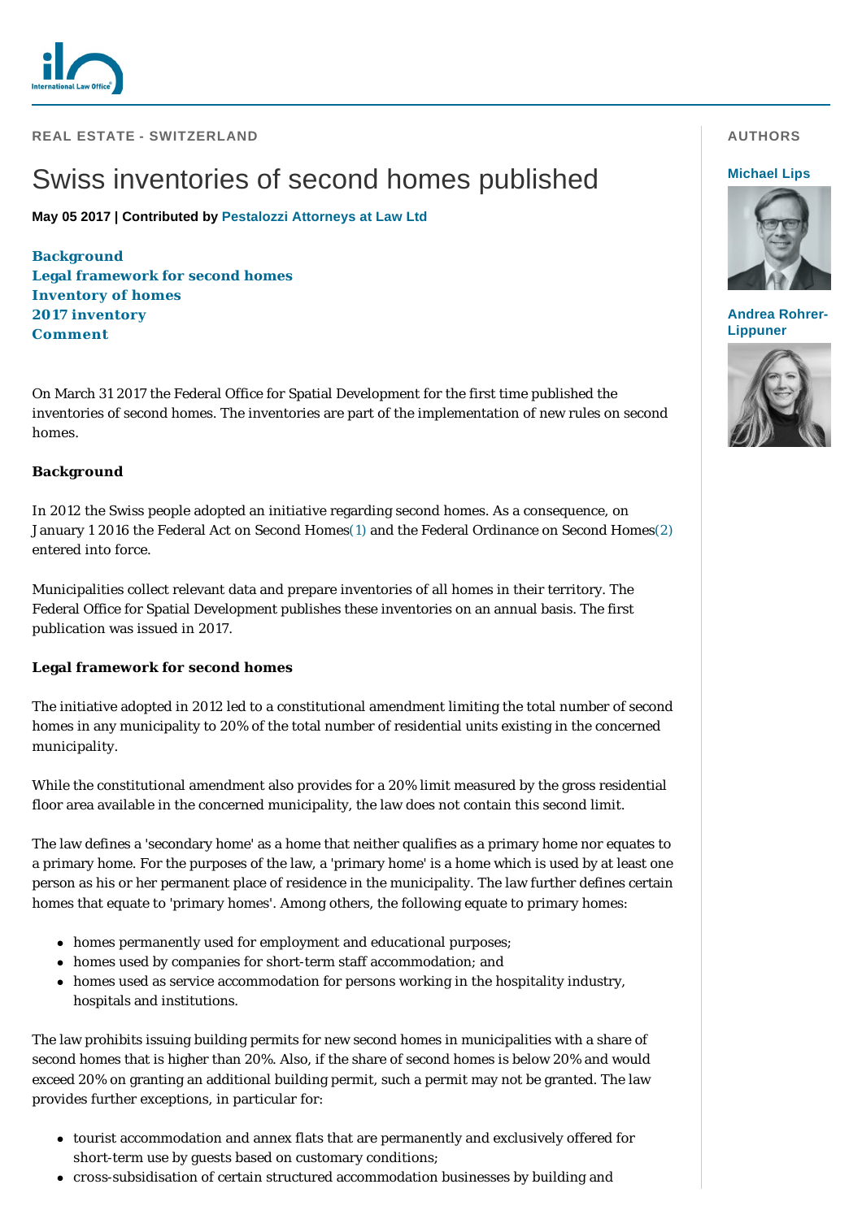REAL ESTATE - SWITZERLAND

# Swiss inventories of second homes published

**May 05 2017 | Contributed by Pestalozzi Attorneys at Law Ltd**

**AUTHORS**

Michael Lips

Andrea Rohrer-Lippuner

**Background**
**Legal framework for second homes**
**Inventory of homes**
**2017 inventory**
**Comment**

On March 31 2017 the Federal Office for Spatial Development for the first time published the inventories of second homes. The inventories are part of the implementation of new rules on second homes.

## Background

In 2012 the Swiss people adopted an initiative regarding second homes. As a consequence, on January 1 2016 the Federal Act on Second Homes(1) and the Federal Ordinance on Second Homes(2) entered into force.

Municipalities collect relevant data and prepare inventories of all homes in their territory. The Federal Office for Spatial Development publishes these inventories on an annual basis. The first publication was issued in 2017.

## Legal framework for second homes

The initiative adopted in 2012 led to a constitutional amendment limiting the total number of second homes in any municipality to 20% of the total number of residential units existing in the concerned municipality.

While the constitutional amendment also provides for a 20% limit measured by the gross residential floor area available in the concerned municipality, the law does not contain this second limit.

The law defines a 'secondary home' as a home that neither qualifies as a primary home nor equates to a primary home. For the purposes of the law, a 'primary home' is a home which is used by at least one person as his or her permanent place of residence in the municipality. The law further defines certain homes that equate to 'primary homes'. Among others, the following equate to primary homes:

- homes permanently used for employment and educational purposes;
- homes used by companies for short-term staff accommodation; and
- homes used as service accommodation for persons working in the hospitality industry, hospitals and institutions.

The law prohibits issuing building permits for new second homes in municipalities with a share of second homes that is higher than 20%. Also, if the share of second homes is below 20% and would exceed 20% on granting an additional building permit, such a permit may not be granted. The law provides further exceptions, in particular for:

- tourist accommodation and annex flats that are permanently and exclusively offered for short-term use by guests based on customary conditions;
- cross-subsidisation of certain structured accommodation businesses by building and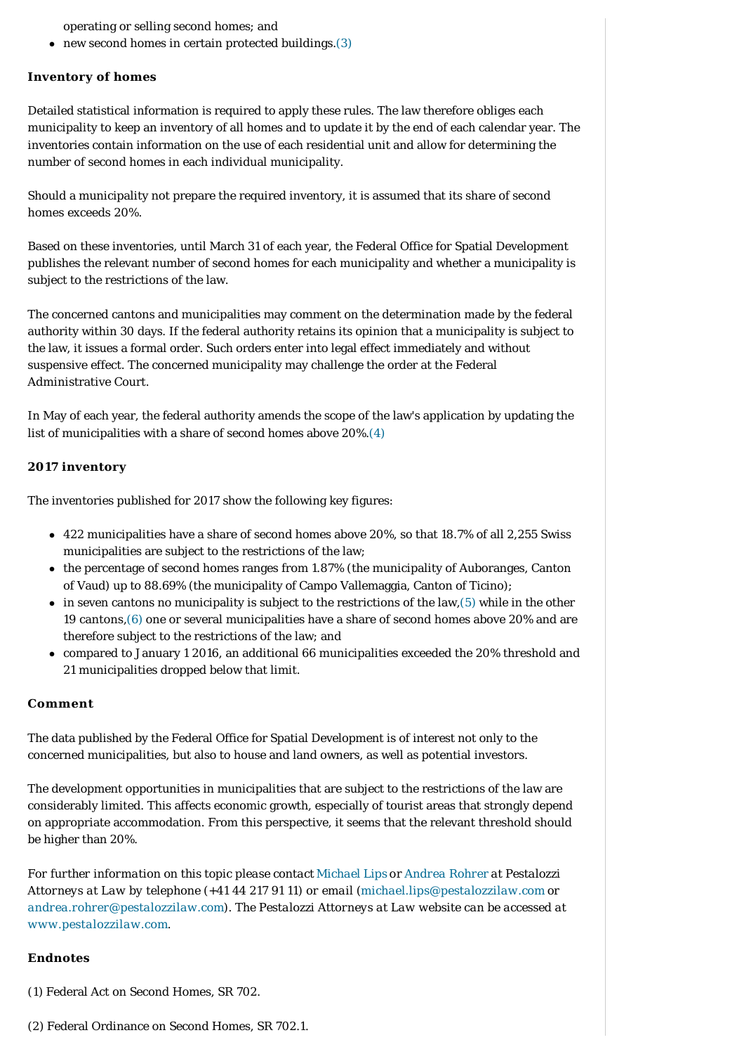operating or selling second homes; and
- new second homes in certain protected buildings.(3)

### Inventory of homes

Detailed statistical information is required to apply these rules. The law therefore obliges each municipality to keep an inventory of all homes and to update it by the end of each calendar year. The inventories contain information on the use of each residential unit and allow for determining the number of second homes in each individual municipality.

Should a municipality not prepare the required inventory, it is assumed that its share of second homes exceeds 20%.

Based on these inventories, until March 31 of each year, the Federal Office for Spatial Development publishes the relevant number of second homes for each municipality and whether a municipality is subject to the restrictions of the law.

The concerned cantons and municipalities may comment on the determination made by the federal authority within 30 days. If the federal authority retains its opinion that a municipality is subject to the law, it issues a formal order. Such orders enter into legal effect immediately and without suspensive effect. The concerned municipality may challenge the order at the Federal Administrative Court.

In May of each year, the federal authority amends the scope of the law's application by updating the list of municipalities with a share of second homes above 20%.(4)

### 2017 inventory

The inventories published for 2017 show the following key figures:

- 422 municipalities have a share of second homes above 20%, so that 18.7% of all 2,255 Swiss municipalities are subject to the restrictions of the law;
- the percentage of second homes ranges from 1.87% (the municipality of Auboranges, Canton of Vaud) up to 88.69% (the municipality of Campo Vallemaggia, Canton of Ticino);
- in seven cantons no municipality is subject to the restrictions of the law,(5) while in the other 19 cantons,(6) one or several municipalities have a share of second homes above 20% and are therefore subject to the restrictions of the law; and
- compared to January 1 2016, an additional 66 municipalities exceeded the 20% threshold and 21 municipalities dropped below that limit.

### Comment

The data published by the Federal Office for Spatial Development is of interest not only to the concerned municipalities, but also to house and land owners, as well as potential investors.

The development opportunities in municipalities that are subject to the restrictions of the law are considerably limited. This affects economic growth, especially of tourist areas that strongly depend on appropriate accommodation. From this perspective, it seems that the relevant threshold should be higher than 20%.

*For further information on this topic please contact* Michael Lips *or* Andrea Rohrer *at Pestalozzi Attorneys at Law by telephone (+41 44 217 91 11) or email (*michael.lips@pestalozzilaw.com *or* andrea.rohrer@pestalozzilaw.com*). The Pestalozzi Attorneys at Law website can be accessed at* www.pestalozzilaw.com.

### Endnotes

(1) Federal Act on Second Homes, SR 702.

(2) Federal Ordinance on Second Homes, SR 702.1.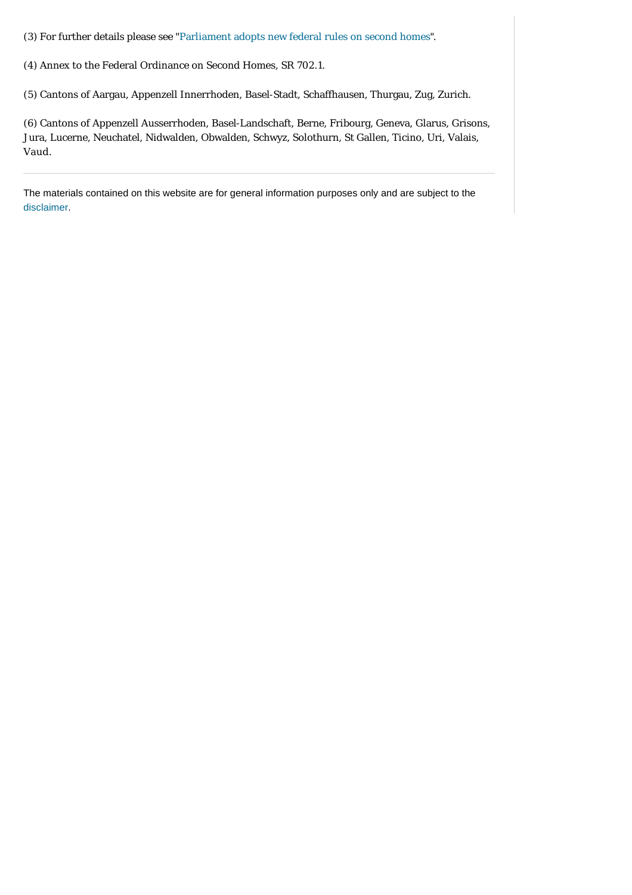(3) For further details please see "Parliament adopts new federal rules on second homes".

(4) Annex to the Federal Ordinance on Second Homes, SR 702.1.

(5) Cantons of Aargau, Appenzell Innerrhoden, Basel-Stadt, Schaffhausen, Thurgau, Zug, Zurich.

(6) Cantons of Appenzell Ausserrhoden, Basel-Landschaft, Berne, Fribourg, Geneva, Glarus, Grisons, Jura, Lucerne, Neuchatel, Nidwalden, Obwalden, Schwyz, Solothurn, St Gallen, Ticino, Uri, Valais, Vaud.

---

The materials contained on this website are for general information purposes only and are subject to the disclaimer.